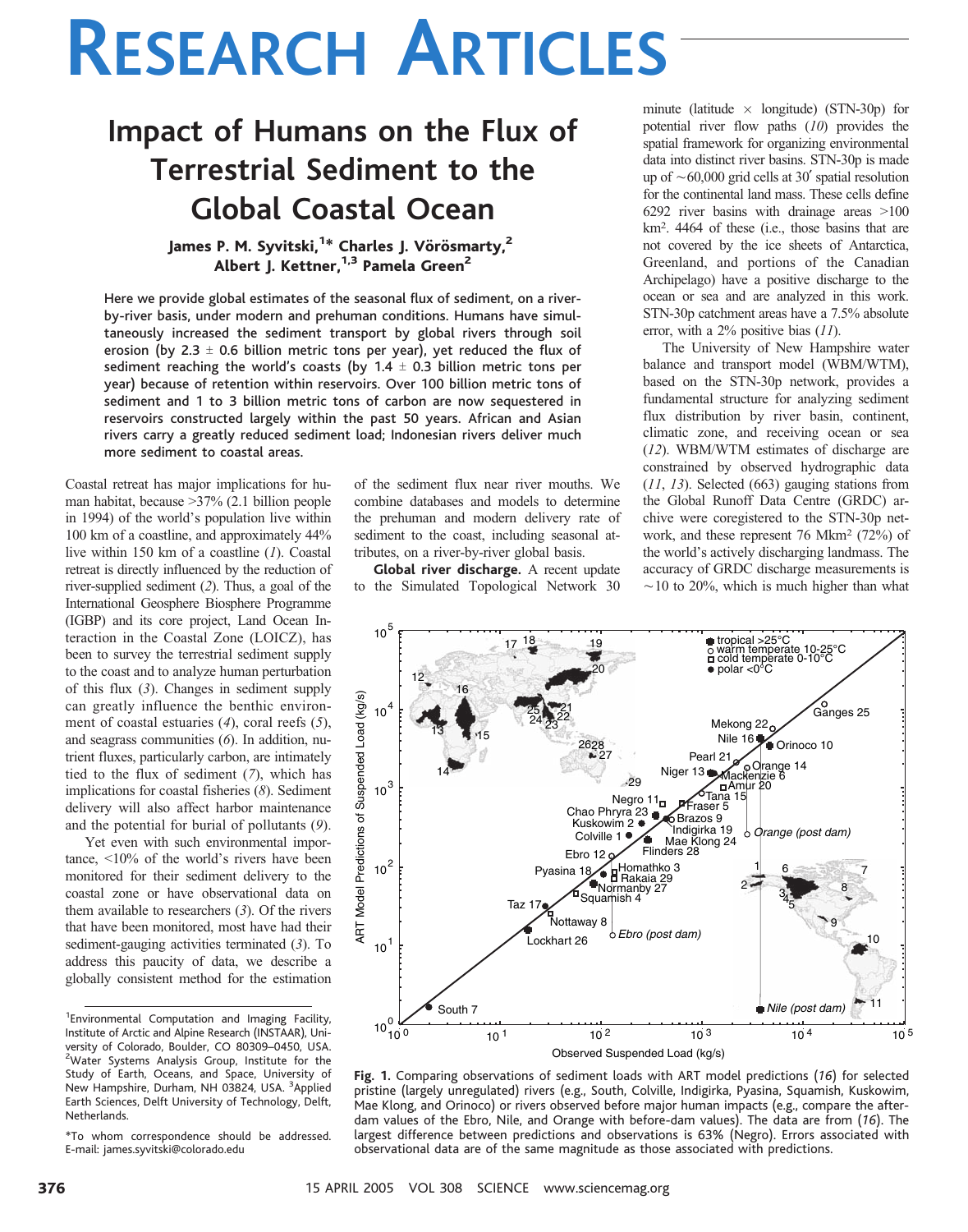# RESEARCH ARTICLES

## Impact of Humans on the Flux of Terrestrial Sediment to the Global Coastal Ocean

James P. M. Syvitski,[1]* Charles J. Vörösmarty,[2] Albert J. Kettner,[1,3] Pamela Green[2]

**Here we provide global estimates of the seasonal flux of sediment, on a river-by-river basis, under modern and prehuman conditions. Humans have simultaneously increased the sediment transport by global rivers through soil erosion (by 2.3 ± 0.6 billion metric tons per year), yet reduced the flux of sediment reaching the world's coasts (by 1.4 ± 0.3 billion metric tons per year) because of retention within reservoirs. Over 100 billion metric tons of sediment and 1 to 3 billion metric tons of carbon are now sequestered in reservoirs constructed largely within the past 50 years. African and Asian rivers carry a greatly reduced sediment load; Indonesian rivers deliver much more sediment to coastal areas.**

Coastal retreat has major implications for human habitat, because >37% (2.1 billion people in 1994) of the world's population live within 100 km of a coastline, and approximately 44% live within 150 km of a coastline (*1*). Coastal retreat is directly influenced by the reduction of river-supplied sediment (*2*). Thus, a goal of the International Geosphere Biosphere Programme (IGBP) and its core project, Land Ocean Interaction in the Coastal Zone (LOICZ), has been to survey the terrestrial sediment supply to the coast and to analyze human perturbation of this flux (*3*). Changes in sediment supply can greatly influence the benthic environment of coastal estuaries (*4*), coral reefs (*5*), and seagrass communities (*6*). In addition, nutrient fluxes, particularly carbon, are intimately tied to the flux of sediment (*7*), which has implications for coastal fisheries (*8*). Sediment delivery will also affect harbor maintenance and the potential for burial of pollutants (*9*).

Yet even with such environmental importance, <10% of the world's rivers have been monitored for their sediment delivery to the coastal zone or have observational data on them available to researchers (*3*). Of the rivers that have been monitored, most have had their sediment-gauging activities terminated (*3*). To address this paucity of data, we describe a globally consistent method for the estimation of the sediment flux near river mouths. We combine databases and models to determine the prehuman and modern delivery rate of sediment to the coast, including seasonal attributes, on a river-by-river global basis.

**Global river discharge.** A recent update to the Simulated Topological Network 30 minute (latitude × longitude) (STN-30p) for potential river flow paths (*10*) provides the spatial framework for organizing environmental data into distinct river basins. STN-30p is made up of ~60,000 grid cells at 30′ spatial resolution for the continental land mass. These cells define 6292 river basins with drainage areas >100 km². 4464 of these (i.e., those basins that are not covered by the ice sheets of Antarctica, Greenland, and portions of the Canadian Archipelago) have a positive discharge to the ocean or sea and are analyzed in this work. STN-30p catchment areas have a 7.5% absolute error, with a 2% positive bias (*11*).

The University of New Hampshire water balance and transport model (WBM/WTM), based on the STN-30p network, provides a fundamental structure for analyzing sediment flux distribution by river basin, continent, climatic zone, and receiving ocean or sea (*12*). WBM/WTM estimates of discharge are constrained by observed hydrographic data (*11*, *13*). Selected (663) gauging stations from the Global Runoff Data Centre (GRDC) archive were coregistered to the STN-30p network, and these represent 76 Mkm² (72%) of the world's actively discharging landmass. The accuracy of GRDC discharge measurements is ~10 to 20%, which is much higher than what

**Fig. 1.** Comparing observations of sediment loads with ART model predictions (*16*) for selected pristine (largely unregulated) rivers (e.g., South, Colville, Indigirka, Pyasina, Squamish, Kuskowim, Mae Klong, and Orinoco) or rivers observed before major human impacts (e.g., compare the after-dam values of the Ebro, Nile, and Orange with before-dam values). The data are from (*16*). The largest difference between predictions and observations is 63% (Negro). Errors associated with observational data are of the same magnitude as those associated with predictions.

---

[1]Environmental Computation and Imaging Facility, Institute of Arctic and Alpine Research (INSTAAR), University of Colorado, Boulder, CO 80309–0450, USA. [2]Water Systems Analysis Group, Institute for the Study of Earth, Oceans, and Space, University of New Hampshire, Durham, NH 03824, USA. [3]Applied Earth Sciences, Delft University of Technology, Delft, Netherlands.

*To whom correspondence should be addressed. E-mail: james.syvitski@colorado.edu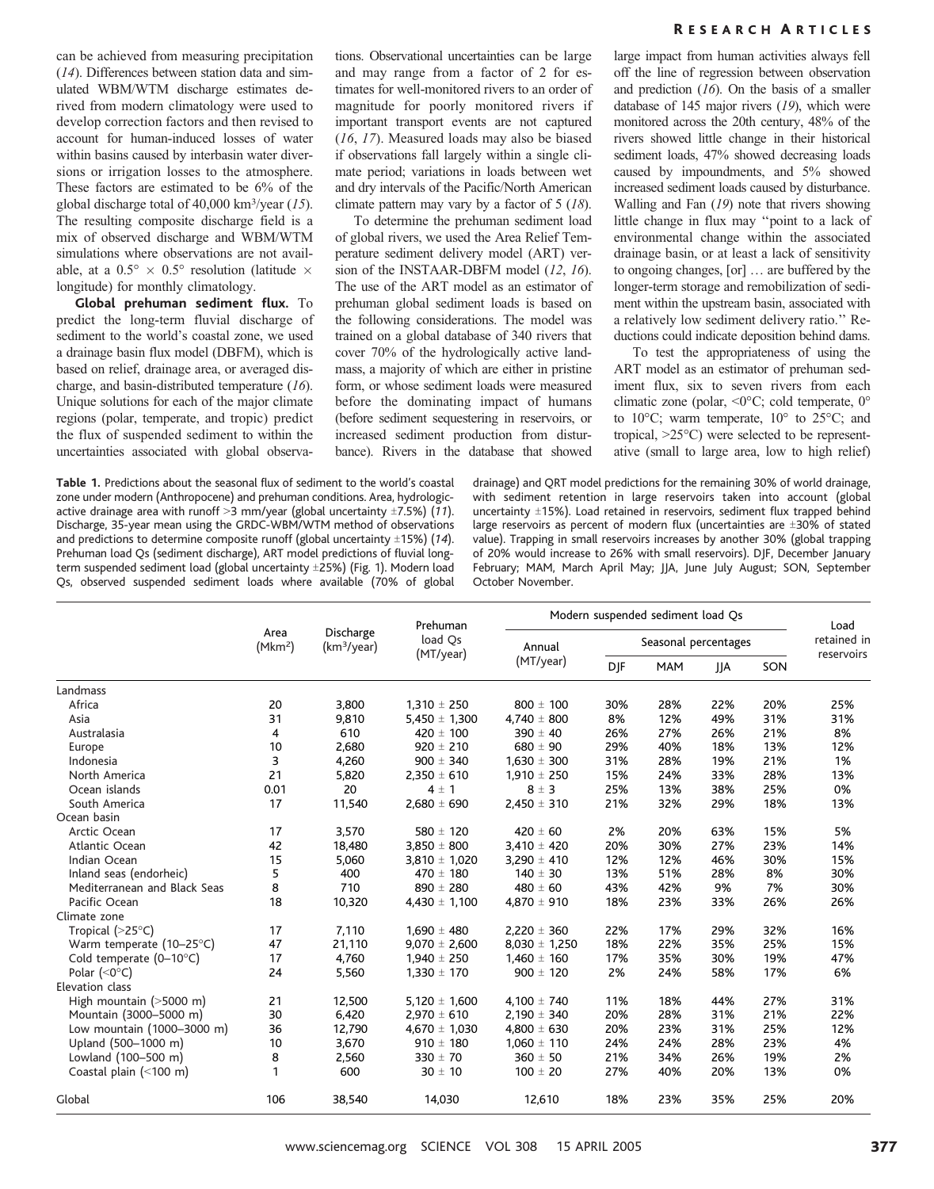can be achieved from measuring precipitation (14). Differences between station data and simulated WBM/WTM discharge estimates derived from modern climatology were used to develop correction factors and then revised to account for human-induced losses of water within basins caused by interbasin water diversions or irrigation losses to the atmosphere. These factors are estimated to be 6% of the global discharge total of 40,000 km$^3$/year (15). The resulting composite discharge field is a mix of observed discharge and WBM/WTM simulations where observations are not available, at a 0.5° × 0.5° resolution (latitude × longitude) for monthly climatology.

**Global prehuman sediment flux.** To predict the long-term fluvial discharge of sediment to the world's coastal zone, we used a drainage basin flux model (DBFM), which is based on relief, drainage area, or averaged discharge, and basin-distributed temperature (16). Unique solutions for each of the major climate regions (polar, temperate, and tropic) predict the flux of suspended sediment to within the uncertainties associated with global observations. Observational uncertainties can be large and may range from a factor of 2 for estimates for well-monitored rivers to an order of magnitude for poorly monitored rivers if important transport events are not captured (16, 17). Measured loads may also be biased if observations fall largely within a single climate period; variations in loads between wet and dry intervals of the Pacific/North American climate pattern may vary by a factor of 5 (18).

To determine the prehuman sediment load of global rivers, we used the Area Relief Temperature sediment delivery model (ART) version of the INSTAAR-DBFM model (12, 16). The use of the ART model as an estimator of prehuman global sediment loads is based on the following considerations. The model was trained on a global database of 340 rivers that cover 70% of the hydrologically active landmass, a majority of which are either in pristine form, or whose sediment loads were measured before the dominating impact of humans (before sediment sequestering in reservoirs, or increased sediment production from disturbance). Rivers in the database that showed large impact from human activities always fell off the line of regression between observation and prediction (16). On the basis of a smaller database of 145 major rivers (19), which were monitored across the 20th century, 48% of the rivers showed little change in their historical sediment loads, 47% showed decreasing loads caused by impoundments, and 5% showed increased sediment loads caused by disturbance. Walling and Fan (19) note that rivers showing little change in flux may "point to a lack of environmental change within the associated drainage basin, or at least a lack of sensitivity to ongoing changes, [or] … are buffered by the longer-term storage and remobilization of sediment within the upstream basin, associated with a relatively low sediment delivery ratio." Reductions could indicate deposition behind dams.

To test the appropriateness of using the ART model as an estimator of prehuman sediment flux, six to seven rivers from each climatic zone (polar, <0°C; cold temperate, 0° to 10°C; warm temperate, 10° to 25°C; and tropical, >25°C) were selected to be representative (small to large area, low to high relief)

**Table 1.** Predictions about the seasonal flux of sediment to the world's coastal zone under modern (Anthropocene) and prehuman conditions. Area, hydrologic-active drainage area with runoff >3 mm/year (global uncertainty ±7.5%) (11). Discharge, 35-year mean using the GRDC-WBM/WTM method of observations and predictions to determine composite runoff (global uncertainty ±15%) (14). Prehuman load Qs (sediment discharge), ART model predictions of fluvial long-term suspended sediment load (global uncertainty ±25%) (Fig. 1). Modern load Qs, observed suspended sediment loads where available (70% of global drainage) and QRT model predictions for the remaining 30% of world drainage, with sediment retention in large reservoirs taken into account (global uncertainty ±15%). Load retained in reservoirs, sediment flux trapped behind large reservoirs as percent of modern flux (uncertainties are ±30% of stated value). Trapping in small reservoirs increases by another 30% (global trapping of 20% would increase to 26% with small reservoirs). DJF, December January February; MAM, March April May; JJA, June July August; SON, September October November.

| | Area (Mkm$^2$) | Discharge (km$^3$/year) | Prehuman load Qs (MT/year) | Modern suspended sediment load Qs | | | | | Load retained in reservoirs |
|---|---|---|---|---|---|---|---|---|---|
| | | | | Annual (MT/year) | Seasonal percentages | | | | |
| | | | | | DJF | MAM | JJA | SON | |
| **Landmass** | | | | | | | | | |
| Africa | 20 | 3,800 | 1,310 ± 250 | 800 ± 100 | 30% | 28% | 22% | 20% | 25% |
| Asia | 31 | 9,810 | 5,450 ± 1,300 | 4,740 ± 800 | 8% | 12% | 49% | 31% | 31% |
| Australasia | 4 | 610 | 420 ± 100 | 390 ± 40 | 26% | 27% | 26% | 21% | 8% |
| Europe | 10 | 2,680 | 920 ± 210 | 680 ± 90 | 29% | 40% | 18% | 13% | 12% |
| Indonesia | 3 | 4,260 | 900 ± 340 | 1,630 ± 300 | 31% | 28% | 19% | 21% | 1% |
| North America | 21 | 5,820 | 2,350 ± 610 | 1,910 ± 250 | 15% | 24% | 33% | 28% | 13% |
| Ocean islands | 0.01 | 20 | 4 ± 1 | 8 ± 3 | 25% | 13% | 38% | 25% | 0% |
| South America | 17 | 11,540 | 2,680 ± 690 | 2,450 ± 310 | 21% | 32% | 29% | 18% | 13% |
| **Ocean basin** | | | | | | | | | |
| Arctic Ocean | 17 | 3,570 | 580 ± 120 | 420 ± 60 | 2% | 20% | 63% | 15% | 5% |
| Atlantic Ocean | 42 | 18,480 | 3,850 ± 800 | 3,410 ± 420 | 20% | 30% | 27% | 23% | 14% |
| Indian Ocean | 15 | 5,060 | 3,810 ± 1,020 | 3,290 ± 410 | 12% | 12% | 46% | 30% | 15% |
| Inland seas (endorheic) | 5 | 400 | 470 ± 180 | 140 ± 30 | 13% | 51% | 28% | 8% | 30% |
| Mediterranean and Black Seas | 8 | 710 | 890 ± 280 | 480 ± 60 | 43% | 42% | 9% | 7% | 30% |
| Pacific Ocean | 18 | 10,320 | 4,430 ± 1,100 | 4,870 ± 910 | 18% | 23% | 33% | 26% | 26% |
| **Climate zone** | | | | | | | | | |
| Tropical (>25°C) | 17 | 7,110 | 1,690 ± 480 | 2,220 ± 360 | 22% | 17% | 29% | 32% | 16% |
| Warm temperate (10–25°C) | 47 | 21,110 | 9,070 ± 2,600 | 8,030 ± 1,250 | 18% | 22% | 35% | 25% | 15% |
| Cold temperate (0–10°C) | 17 | 4,760 | 1,940 ± 250 | 1,460 ± 160 | 17% | 35% | 30% | 19% | 47% |
| Polar (<0°C) | 24 | 5,560 | 1,330 ± 170 | 900 ± 120 | 2% | 24% | 58% | 17% | 6% |
| **Elevation class** | | | | | | | | | |
| High mountain (>5000 m) | 21 | 12,500 | 5,120 ± 1,600 | 4,100 ± 740 | 11% | 18% | 44% | 27% | 31% |
| Mountain (3000–5000 m) | 30 | 6,420 | 2,970 ± 610 | 2,190 ± 340 | 20% | 28% | 31% | 21% | 22% |
| Low mountain (1000–3000 m) | 36 | 12,790 | 4,670 ± 1,030 | 4,800 ± 630 | 20% | 23% | 31% | 25% | 12% |
| Upland (500–1000 m) | 10 | 3,670 | 910 ± 180 | 1,060 ± 110 | 24% | 24% | 28% | 23% | 4% |
| Lowland (100–500 m) | 8 | 2,560 | 330 ± 70 | 360 ± 50 | 21% | 34% | 26% | 19% | 2% |
| Coastal plain (<100 m) | 1 | 600 | 30 ± 10 | 100 ± 20 | 27% | 40% | 20% | 13% | 0% |
| Global | 106 | 38,540 | 14,030 | 12,610 | 18% | 23% | 35% | 25% | 20% |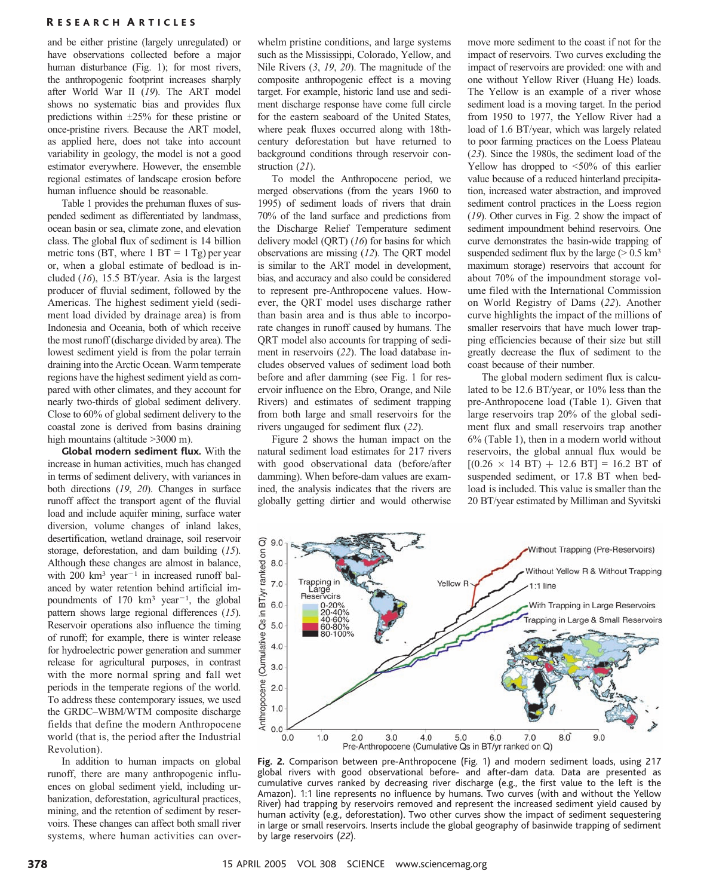and be either pristine (largely unregulated) or have observations collected before a major human disturbance (Fig. 1); for most rivers, the anthropogenic footprint increases sharply after World War II (19). The ART model shows no systematic bias and provides flux predictions within ±25% for these pristine or once-pristine rivers. Because the ART model, as applied here, does not take into account variability in geology, the model is not a good estimator everywhere. However, the ensemble regional estimates of landscape erosion before human influence should be reasonable.

Table 1 provides the prehuman fluxes of suspended sediment as differentiated by landmass, ocean basin or sea, climate zone, and elevation class. The global flux of sediment is 14 billion metric tons (BT, where 1 BT = 1 Tg) per year or, when a global estimate of bedload is included (16), 15.5 BT/year. Asia is the largest producer of fluvial sediment, followed by the Americas. The highest sediment yield (sediment load divided by drainage area) is from Indonesia and Oceania, both of which receive the most runoff (discharge divided by area). The lowest sediment yield is from the polar terrain draining into the Arctic Ocean. Warm temperate regions have the highest sediment yield as compared with other climates, and they account for nearly two-thirds of global sediment delivery. Close to 60% of global sediment delivery to the coastal zone is derived from basins draining high mountains (altitude >3000 m).

**Global modern sediment flux.** With the increase in human activities, much has changed in terms of sediment delivery, with variances in both directions (19, 20). Changes in surface runoff affect the transport agent of the fluvial load and include aquifer mining, surface water diversion, volume changes of inland lakes, desertification, wetland drainage, soil reservoir storage, deforestation, and dam building (15). Although these changes are almost in balance, with 200 $km^3$ $year^{-1}$ in increased runoff balanced by water retention behind artificial impoundments of 170 $km^3$ $year^{-1}$, the global pattern shows large regional differences (15). Reservoir operations also influence the timing of runoff; for example, there is winter release for hydroelectric power generation and summer release for agricultural purposes, in contrast with the more normal spring and fall wet periods in the temperate regions of the world. To address these contemporary issues, we used the GRDC–WBM/WTM composite discharge fields that define the modern Anthropocene world (that is, the period after the Industrial Revolution).

In addition to human impacts on global runoff, there are many anthropogenic influences on global sediment yield, including urbanization, deforestation, agricultural practices, mining, and the retention of sediment by reservoirs. These changes can affect both small river systems, where human activities can overwhelm pristine conditions, and large systems such as the Mississippi, Colorado, Yellow, and Nile Rivers (3, 19, 20). The magnitude of the composite anthropogenic effect is a moving target. For example, historic land use and sediment discharge response have come full circle for the eastern seaboard of the United States, where peak fluxes occurred along with 18th-century deforestation but have returned to background conditions through reservoir construction (21).

To model the Anthropocene period, we merged observations (from the years 1960 to 1995) of sediment loads of rivers that drain 70% of the land surface and predictions from the Discharge Relief Temperature sediment delivery model (QRT) (16) for basins for which observations are missing (12). The QRT model is similar to the ART model in development, bias, and accuracy and also could be considered to represent pre-Anthropocene values. However, the QRT model uses discharge rather than basin area and is thus able to incorporate changes in runoff caused by humans. The QRT model also accounts for trapping of sediment in reservoirs (22). The load database includes observed values of sediment load both before and after damming (see Fig. 1 for reservoir influence on the Ebro, Orange, and Nile Rivers) and estimates of sediment trapping from both large and small reservoirs for the rivers ungauged for sediment flux (22).

Figure 2 shows the human impact on the natural sediment load estimates for 217 rivers with good observational data (before/after damming). When before-dam values are examined, the analysis indicates that the rivers are globally getting dirtier and would otherwise move more sediment to the coast if not for the impact of reservoirs. Two curves excluding the impact of reservoirs are provided: one with and one without Yellow River (Huang He) loads. The Yellow is an example of a river whose sediment load is a moving target. In the period from 1950 to 1977, the Yellow River had a load of 1.6 BT/year, which was largely related to poor farming practices on the Loess Plateau (23). Since the 1980s, the sediment load of the Yellow has dropped to <50% of this earlier value because of a reduced hinterland precipitation, increased water abstraction, and improved sediment control practices in the Loess region (19). Other curves in Fig. 2 show the impact of sediment impoundment behind reservoirs. One curve demonstrates the basin-wide trapping of suspended sediment flux by the large (> 0.5 $km^3$ maximum storage) reservoirs that account for about 70% of the impoundment storage volume filed with the International Commission on World Registry of Dams (22). Another curve highlights the impact of the millions of smaller reservoirs that have much lower trapping efficiencies because of their size but still greatly decrease the flux of sediment to the coast because of their number.

The global modern sediment flux is calculated to be 12.6 BT/year, or 10% less than the pre-Anthropocene load (Table 1). Given that large reservoirs trap 20% of the global sediment flux and small reservoirs trap another 6% (Table 1), then in a modern world without reservoirs, the global annual flux would be $[(0.26 \times 14 \text{ BT}) + 12.6 \text{ BT}] = 16.2$ BT of suspended sediment, or 17.8 BT when bedload is included. This value is smaller than the 20 BT/year estimated by Milliman and Syvitski

**Fig. 2.** Comparison between pre-Anthropocene (Fig. 1) and modern sediment loads, using 217 global rivers with good observational before- and after-dam data. Data are presented as cumulative curves ranked by decreasing river discharge (e.g., the first value to the left is the Amazon). 1:1 line represents no influence by humans. Two curves (with and without the Yellow River) had trapping by reservoirs removed and represent the increased sediment yield caused by human activity (e.g., deforestation). Two other curves show the impact of sediment sequestering in large or small reservoirs. Inserts include the global geography of basinwide trapping of sediment by large reservoirs (22).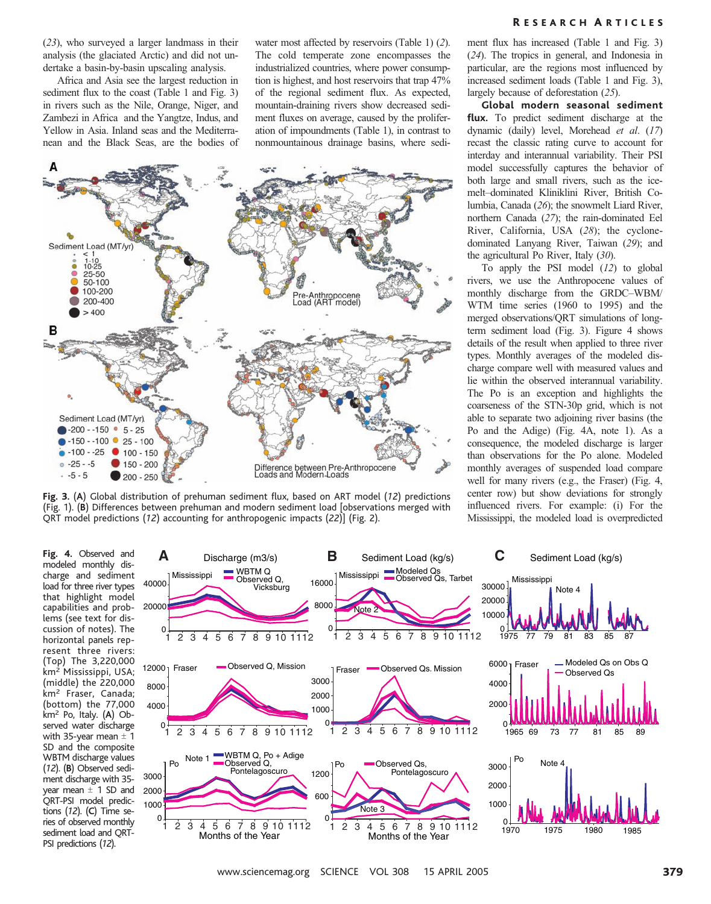(23), who surveyed a larger landmass in their analysis (the glaciated Arctic) and did not undertake a basin-by-basin upscaling analysis.

Africa and Asia see the largest reduction in sediment flux to the coast (Table 1 and Fig. 3) in rivers such as the Nile, Orange, Niger, and Zambezi in Africa and the Yangtze, Indus, and Yellow in Asia. Inland seas and the Mediterranean and the Black Seas, are the bodies of water most affected by reservoirs (Table 1) (2). The cold temperate zone encompasses the industrialized countries, where power consumption is highest, and host reservoirs that trap 47% of the regional sediment flux. As expected, mountain-draining rivers show decreased sediment fluxes on average, caused by the proliferation of impoundments (Table 1), in contrast to nonmountainous drainage basins, where sediment flux has increased (Table 1 and Fig. 3) (24). The tropics in general, and Indonesia in particular, are the regions most influenced by increased sediment loads (Table 1 and Fig. 3), largely because of deforestation (25).

**Global modern seasonal sediment flux.** To predict sediment discharge at the dynamic (daily) level, Morehead *et al.* (17) recast the classic rating curve to account for interday and interannual variability. Their PSI model successfully captures the behavior of both large and small rivers, such as the ice-melt–dominated Kliniklini River, British Columbia, Canada (26); the snowmelt Liard River, northern Canada (27); the rain-dominated Eel River, California, USA (28); the cyclone-dominated Lanyang River, Taiwan (29); and the agricultural Po River, Italy (30).

To apply the PSI model (12) to global rivers, we use the Anthropocene values of monthly discharge from the GRDC–WBM/WTM time series (1960 to 1995) and the merged observations/QRT simulations of long-term sediment load (Fig. 3). Figure 4 shows details of the result when applied to three river types. Monthly averages of the modeled discharge compare well with measured values and lie within the observed interannual variability. The Po is an exception and highlights the coarseness of the STN-30p grid, which is not able to separate two adjoining river basins (the Po and the Adige) (Fig. 4A, note 1). As a consequence, the modeled discharge is larger than observations for the Po alone. Modeled monthly averages of suspended load compare well for many rivers (e.g., the Fraser) (Fig. 4, center row) but show deviations for strongly influenced rivers. For example: (i) For the Mississippi, the modeled load is overpredicted

**Fig. 3.** (**A**) Global distribution of prehuman sediment flux, based on ART model (12) predictions (Fig. 1). (**B**) Differences between prehuman and modern sediment load [observations merged with QRT model predictions (12) accounting for anthropogenic impacts (22)] (Fig. 2).

**Fig. 4.** Observed and modeled monthly discharge and sediment load for three river types that highlight model capabilities and problems (see text for discussion of notes). The horizontal panels represent three rivers: (Top) The 3,220,000 km² Mississippi, USA; (middle) the 220,000 km² Fraser, Canada; (bottom) the 77,000 km² Po, Italy. (**A**) Observed water discharge with 35-year mean ± 1 SD and the composite WBTM discharge values (12). (**B**) Observed sediment discharge with 35-year mean ± 1 SD and QRT-PSI model predictions (12). (**C**) Time series of observed monthly sediment load and QRT-PSI predictions (12).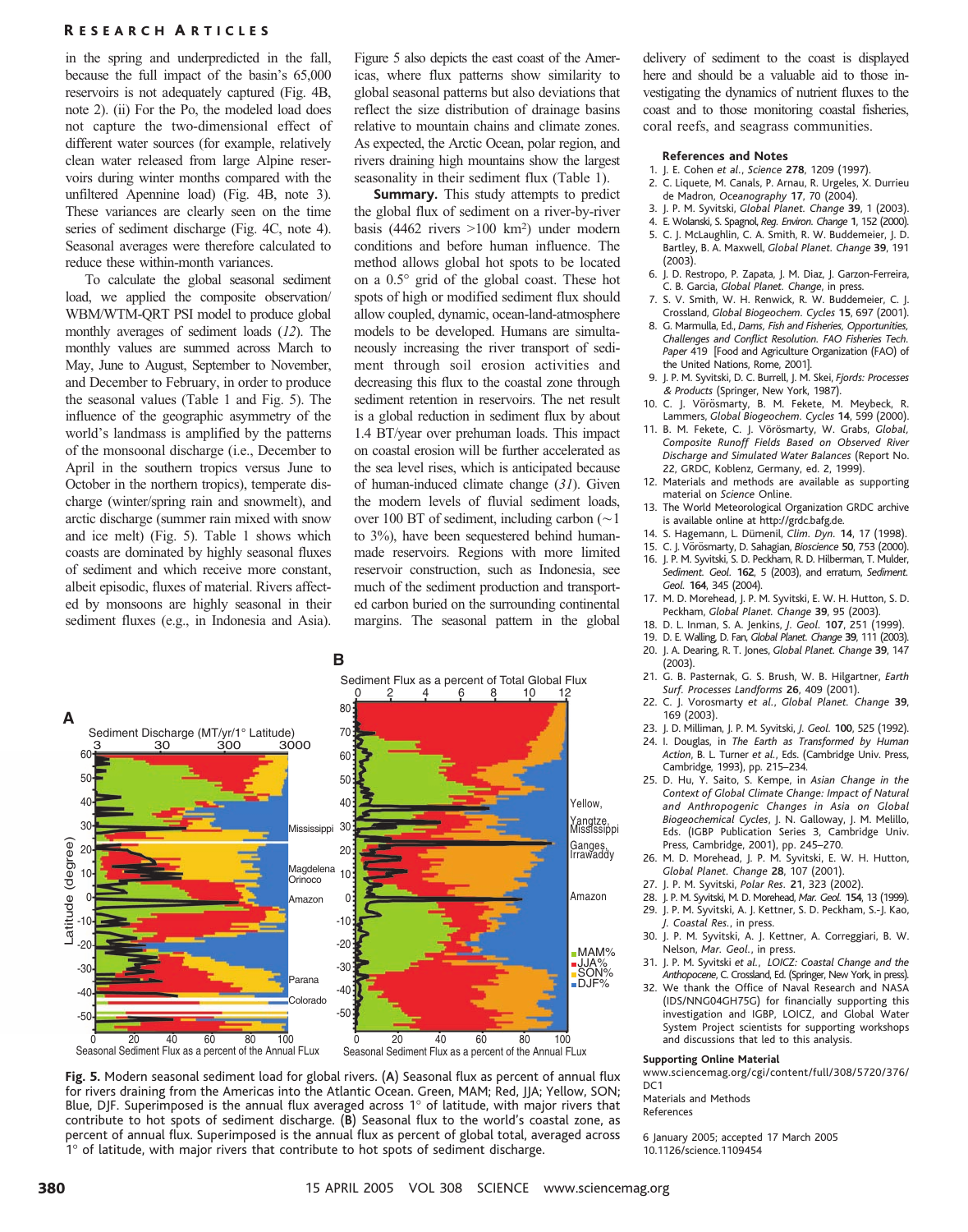in the spring and underpredicted in the fall, because the full impact of the basin's 65,000 reservoirs is not adequately captured (Fig. 4B, note 2). (ii) For the Po, the modeled load does not capture the two-dimensional effect of different water sources (for example, relatively clean water released from large Alpine reservoirs during winter months compared with the unfiltered Apennine load) (Fig. 4B, note 3). These variances are clearly seen on the time series of sediment discharge (Fig. 4C, note 4). Seasonal averages were therefore calculated to reduce these within-month variances.

To calculate the global seasonal sediment load, we applied the composite observation/WBM/WTM-QRT PSI model to produce global monthly averages of sediment loads (*12*). The monthly values are summed across March to May, June to August, September to November, and December to February, in order to produce the seasonal values (Table 1 and Fig. 5). The influence of the geographic asymmetry of the world's landmass is amplified by the patterns of the monsoonal discharge (i.e., December to April in the southern tropics versus June to October in the northern tropics), temperate discharge (winter/spring rain and snowmelt), and arctic discharge (summer rain mixed with snow and ice melt) (Fig. 5). Table 1 shows which coasts are dominated by highly seasonal fluxes of sediment and which receive more constant, albeit episodic, fluxes of material. Rivers affected by monsoons are highly seasonal in their sediment fluxes (e.g., in Indonesia and Asia). Figure 5 also depicts the east coast of the Americas, where flux patterns show similarity to global seasonal patterns but also deviations that reflect the size distribution of drainage basins relative to mountain chains and climate zones. As expected, the Arctic Ocean, polar region, and rivers draining high mountains show the largest seasonality in their sediment flux (Table 1).

**Summary.** This study attempts to predict the global flux of sediment on a river-by-river basis (4462 rivers >100 km$^2$) under modern conditions and before human influence. The method allows global hot spots to be located on a 0.5° grid of the global coast. These hot spots of high or modified sediment flux should allow coupled, dynamic, ocean-land-atmosphere models to be developed. Humans are simultaneously increasing the river transport of sediment through soil erosion activities and decreasing this flux to the coastal zone through sediment retention in reservoirs. The net result is a global reduction in sediment flux by about 1.4 BT/year over prehuman loads. This impact on coastal erosion will be further accelerated as the sea level rises, which is anticipated because of human-induced climate change (*31*). Given the modern levels of fluvial sediment loads, over 100 BT of sediment, including carbon (~1 to 3%), have been sequestered behind human-made reservoirs. Regions with more limited reservoir construction, such as Indonesia, see much of the sediment production and transported carbon buried on the surrounding continental margins. The seasonal pattern in the global delivery of sediment to the coast is displayed here and should be a valuable aid to those investigating the dynamics of nutrient fluxes to the coast and to those monitoring coastal fisheries, coral reefs, and seagrass communities.

A
Sediment Discharge (MT/yr/1° Latitude)
3 30 300 3000
Latitude (degree)
60 50 40 30 20 10 0 -10 -20 -30 -40 -50
Mississippi
Magdelena
Orinoco
Amazon
Parana
Colorado
0 20 40 60 80 100
Seasonal Sediment Flux as a percent of the Annual FLux

B
Sediment Flux as a percent of Total Global Flux
0 2 4 6 8 10 12
80 70 60 50 40 30 20 10 0 -10 -20 -30 -40 -50
Yellow,
Yangtze,
Mississippi
Ganges,
Irrawaddy
Amazon
MAM%
JJA%
SON%
DJF%
0 20 40 60 80 100
Seasonal Sediment Flux as a percent of the Annual FLux

**Fig. 5.** Modern seasonal sediment load for global rivers. (**A**) Seasonal flux as percent of annual flux for rivers draining from the Americas into the Atlantic Ocean. Green, MAM; Red, JJA; Yellow, SON; Blue, DJF. Superimposed is the annual flux averaged across 1° of latitude, with major rivers that contribute to hot spots of sediment discharge. (**B**) Seasonal flux to the world's coastal zone, as percent of annual flux. Superimposed is the annual flux as percent of global total, averaged across 1° of latitude, with major rivers that contribute to hot spots of sediment discharge.

### References and Notes

1. J. E. Cohen *et al.*, *Science* **278**, 1209 (1997).
2. C. Liquete, M. Canals, P. Arnau, R. Urgeles, X. Durrieu de Madron, *Oceanography* **17**, 70 (2004).
3. J. P. M. Syvitski, *Global Planet. Change* **39**, 1 (2003).
4. E. Wolanski, S. Spagnol, *Reg. Environ. Change* **1**, 152 (2000).
5. C. J. McLaughlin, C. A. Smith, R. W. Buddemeier, J. D. Bartley, B. A. Maxwell, *Global Planet. Change* **39**, 191 (2003).
6. J. D. Restropo, P. Zapata, J. M. Diaz, J. Garzon-Ferreira, C. B. Garcia, *Global Planet. Change*, in press.
7. S. V. Smith, W. H. Renwick, R. W. Buddemeier, C. J. Crossland, *Global Biogeochem. Cycles* **15**, 697 (2001).
8. G. Marmulla, Ed., *Dams, Fish and Fisheries, Opportunities, Challenges and Conflict Resolution. FAO Fisheries Tech. Paper* 419 [Food and Agriculture Organization (FAO) of the United Nations, Rome, 2001].
9. J. P. M. Syvitski, D. C. Burrell, J. M. Skei, *Fjords: Processes & Products* (Springer, New York, 1987).
10. C. J. Vörösmarty, B. M. Fekete, M. Meybeck, R. Lammers, *Global Biogeochem. Cycles* **14**, 599 (2000).
11. B. M. Fekete, C. J. Vörösmarty, W. Grabs, *Global, Composite Runoff Fields Based on Observed River Discharge and Simulated Water Balances* (Report No. 22, GRDC, Koblenz, Germany, ed. 2, 1999).
12. Materials and methods are available as supporting material on *Science* Online.
13. The World Meteorological Organization GRDC archive is available online at http://grdc.bafg.de.
14. S. Hagemann, L. Dümenil, *Clim. Dyn.* **14**, 17 (1998).
15. C. J. Vörösmarty, D. Sahagian, *Bioscience* **50**, 753 (2000).
16. J. P. M. Syvitski, S. D. Peckham, R. D. Hilberman, T. Mulder, *Sediment. Geol.* **162**, 5 (2003), and erratum, *Sediment. Geol.* **164**, 345 (2004).
17. M. D. Morehead, J. P. M. Syvitski, E. W. H. Hutton, S. D. Peckham, *Global Planet. Change* **39**, 95 (2003).
18. D. L. Inman, S. A. Jenkins, *J. Geol.* **107**, 251 (1999).
19. D. E. Walling, D. Fan, *Global Planet. Change* **39**, 111 (2003).
20. J. A. Dearing, R. T. Jones, *Global Planet. Change* **39**, 147 (2003).
21. G. B. Pasternak, G. S. Brush, W. B. Hilgartner, *Earth Surf. Processes Landforms* **26**, 409 (2001).
22. C. J. Vorosmarty *et al.*, *Global Planet. Change* **39**, 169 (2003).
23. J. D. Milliman, J. P. M. Syvitski, *J. Geol.* **100**, 525 (1992).
24. I. Douglas, in *The Earth as Transformed by Human Action*, B. L. Turner *et al.*, Eds. (Cambridge Univ. Press, Cambridge, 1993), pp. 215–234.
25. D. Hu, Y. Saito, S. Kempe, in *Asian Change in the Context of Global Climate Change: Impact of Natural and Anthropogenic Changes in Asia on Global Biogeochemical Cycles*, J. N. Galloway, J. M. Melillo, Eds. (IGBP Publication Series 3, Cambridge Univ. Press, Cambridge, 2001), pp. 245–270.
26. M. D. Morehead, J. P. M. Syvitski, E. W. H. Hutton, *Global Planet. Change* **28**, 107 (2001).
27. J. P. M. Syvitski, *Polar Res.* **21**, 323 (2002).
28. J. P. M. Syvitski, M. D. Morehead, *Mar. Geol.* **154**, 13 (1999).
29. J. P. M. Syvitski, A. J. Kettner, S. D. Peckham, S.-J. Kao, *J. Coastal Res.*, in press.
30. J. P. M. Syvitski, A. J. Kettner, A. Correggiari, B. W. Nelson, *Mar. Geol.*, in press.
31. J. P. M. Syvitski *et al.*, *LOICZ: Coastal Change and the Anthopocene*, C. Crossland, Ed. (Springer, New York, in press).
32. We thank the Office of Naval Research and NASA (IDS/NNG04GH75G) for financially supporting this investigation and IGBP, LOICZ, and Global Water System Project scientists for supporting workshops and discussions that led to this analysis.

### Supporting Online Material

www.sciencemag.org/cgi/content/full/308/5720/376/DC1
Materials and Methods
References

6 January 2005; accepted 17 March 2005
10.1126/science.1109454